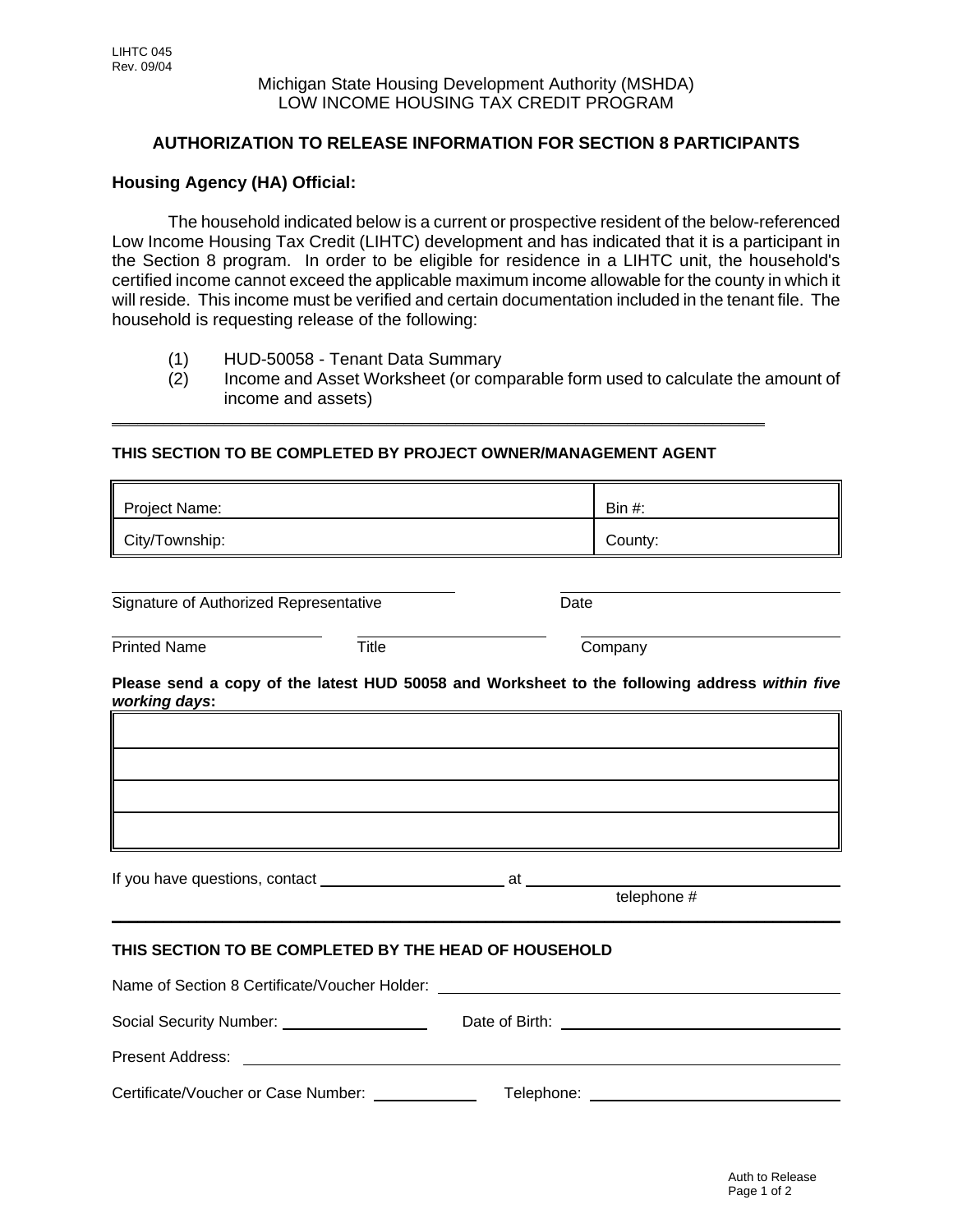LIHTC 045
Rev. 09/04

Michigan State Housing Development Authority (MSHDA)
LOW INCOME HOUSING TAX CREDIT PROGRAM

## AUTHORIZATION TO RELEASE INFORMATION FOR SECTION 8 PARTICIPANTS

### Housing Agency (HA) Official:

The household indicated below is a current or prospective resident of the below-referenced Low Income Housing Tax Credit (LIHTC) development and has indicated that it is a participant in the Section 8 program. In order to be eligible for residence in a LIHTC unit, the household's certified income cannot exceed the applicable maximum income allowable for the county in which it will reside. This income must be verified and certain documentation included in the tenant file. The household is requesting release of the following:

(1) HUD-50058 - Tenant Data Summary
(2) Income and Asset Worksheet (or comparable form used to calculate the amount of income and assets)

---

**THIS SECTION TO BE COMPLETED BY PROJECT OWNER/MANAGEMENT AGENT**

| Project Name: | Bin #: |
|---|---|
| City/Township: | County: |

Signature of Authorized Representative ______________________ Date ______________________

Printed Name ______________ Title ______________ Company ______________

**Please send a copy of the latest HUD 50058 and Worksheet to the following address *within five working days*:**

| |
|---|
| |
| |
| |
| |

If you have questions, contact ______________________ at ______________________ telephone #

---

**THIS SECTION TO BE COMPLETED BY THE HEAD OF HOUSEHOLD**

Name of Section 8 Certificate/Voucher Holder: ______________________

Social Security Number: ______________ Date of Birth: ______________

Present Address: ______________________

Certificate/Voucher or Case Number: ______________ Telephone: ______________

Auth to Release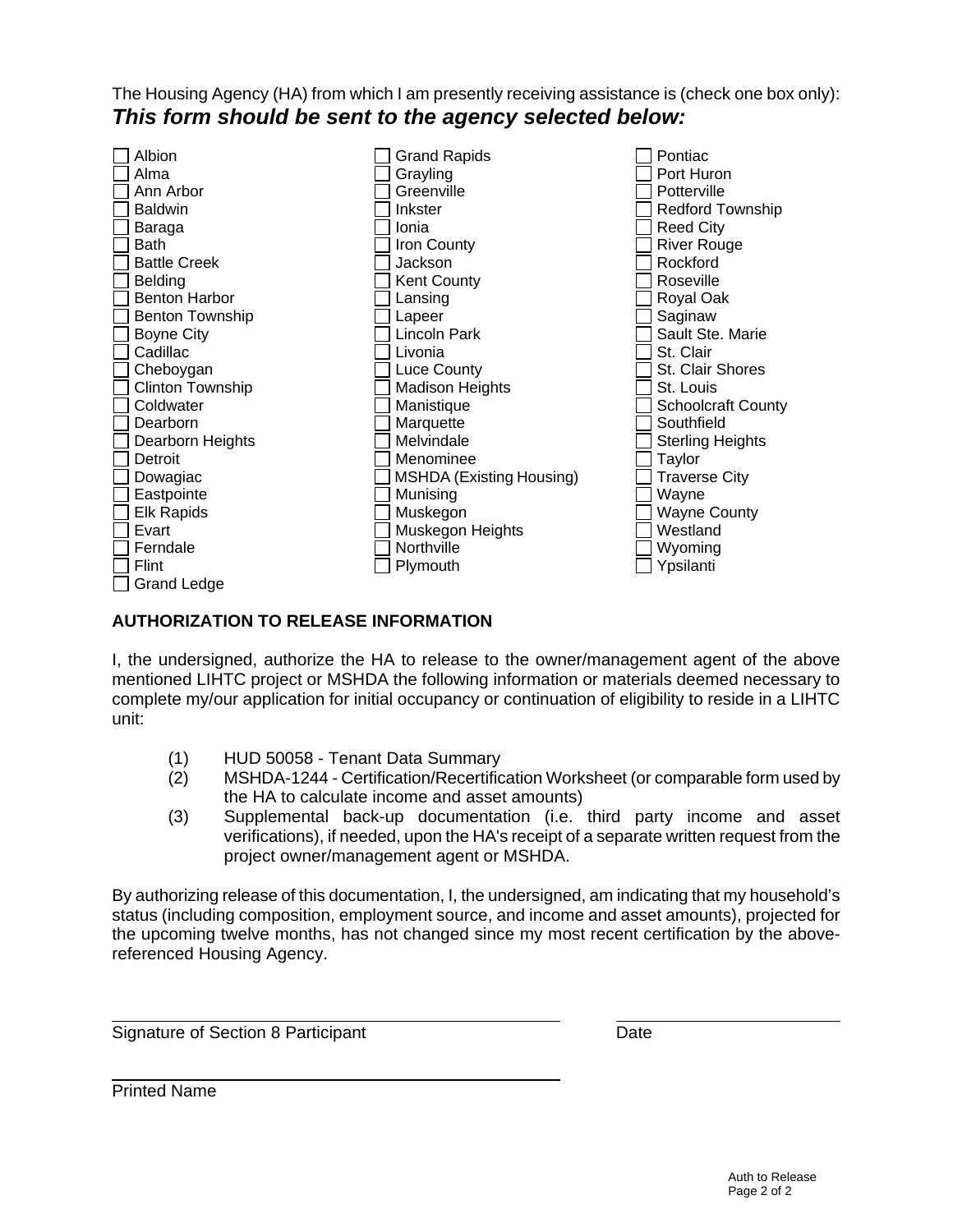The Housing Agency (HA) from which I am presently receiving assistance is (check one box only):

***This form should be sent to the agency selected below:***

- ☐ Albion
- ☐ Alma
- ☐ Ann Arbor
- ☐ Baldwin
- ☐ Baraga
- ☐ Bath
- ☐ Battle Creek
- ☐ Belding
- ☐ Benton Harbor
- ☐ Benton Township
- ☐ Boyne City
- ☐ Cadillac
- ☐ Cheboygan
- ☐ Clinton Township
- ☐ Coldwater
- ☐ Dearborn
- ☐ Dearborn Heights
- ☐ Detroit
- ☐ Dowagiac
- ☐ Eastpointe
- ☐ Elk Rapids
- ☐ Evart
- ☐ Ferndale
- ☐ Flint
- ☐ Grand Ledge
- ☐ Grand Rapids
- ☐ Grayling
- ☐ Greenville
- ☐ Inkster
- ☐ Ionia
- ☐ Iron County
- ☐ Jackson
- ☐ Kent County
- ☐ Lansing
- ☐ Lapeer
- ☐ Lincoln Park
- ☐ Livonia
- ☐ Luce County
- ☐ Madison Heights
- ☐ Manistique
- ☐ Marquette
- ☐ Melvindale
- ☐ Menominee
- ☐ MSHDA (Existing Housing)
- ☐ Munising
- ☐ Muskegon
- ☐ Muskegon Heights
- ☐ Northville
- ☐ Plymouth
- ☐ Pontiac
- ☐ Port Huron
- ☐ Potterville
- ☐ Redford Township
- ☐ Reed City
- ☐ River Rouge
- ☐ Rockford
- ☐ Roseville
- ☐ Royal Oak
- ☐ Saginaw
- ☐ Sault Ste. Marie
- ☐ St. Clair
- ☐ St. Clair Shores
- ☐ St. Louis
- ☐ Schoolcraft County
- ☐ Southfield
- ☐ Sterling Heights
- ☐ Taylor
- ☐ Traverse City
- ☐ Wayne
- ☐ Wayne County
- ☐ Westland
- ☐ Wyoming
- ☐ Ypsilanti

**AUTHORIZATION TO RELEASE INFORMATION**

I, the undersigned, authorize the HA to release to the owner/management agent of the above mentioned LIHTC project or MSHDA the following information or materials deemed necessary to complete my/our application for initial occupancy or continuation of eligibility to reside in a LIHTC unit:

(1) HUD 50058 - Tenant Data Summary

(2) MSHDA-1244 - Certification/Recertification Worksheet (or comparable form used by the HA to calculate income and asset amounts)

(3) Supplemental back-up documentation (i.e. third party income and asset verifications), if needed, upon the HA's receipt of a separate written request from the project owner/management agent or MSHDA.

By authorizing release of this documentation, I, the undersigned, am indicating that my household's status (including composition, employment source, and income and asset amounts), projected for the upcoming twelve months, has not changed since my most recent certification by the above-referenced Housing Agency.

______________________________ ______________

Signature of Section 8 Participant Date

______________________________

Printed Name

Auth to Release